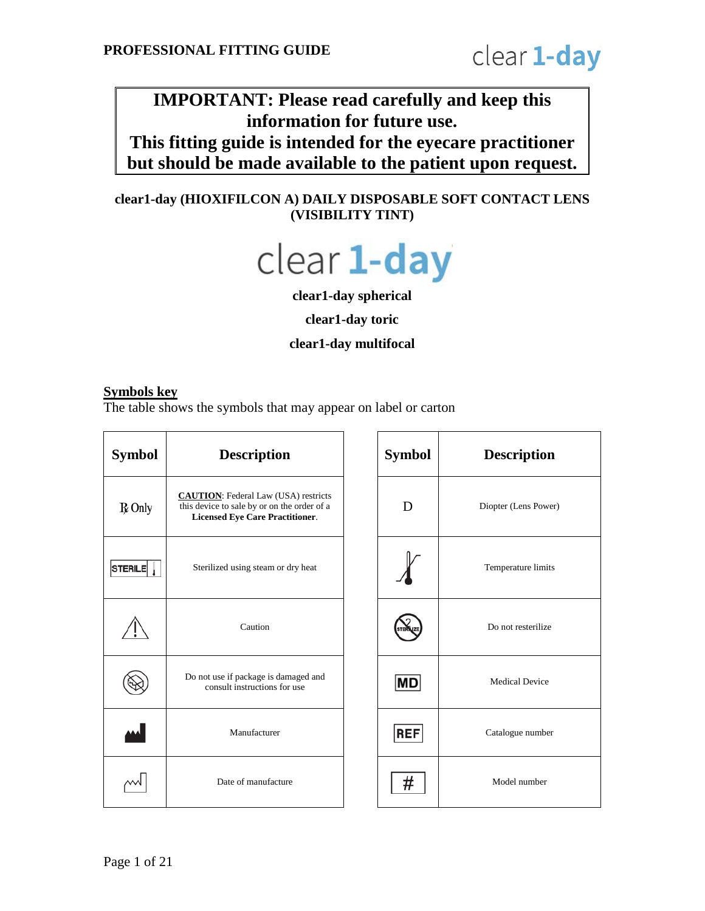**PROFESSIONAL FITTING GUIDE**

clear 1-day

**IMPORTANT: Please read carefully and keep this information for future use.**
**This fitting guide is intended for the eyecare practitioner but should be made available to the patient upon request.**

**clear1-day (HIOXIFILCON A) DAILY DISPOSABLE SOFT CONTACT LENS (VISIBILITY TINT)**

clear 1-day

**clear1-day spherical**

**clear1-day toric**

**clear1-day multifocal**

## Symbols key

The table shows the symbols that may appear on label or carton

| Symbol | Description |
|---|---|
| ℞ Only | **CAUTION**: Federal Law (USA) restricts this device to sale by or on the order of a **Licensed Eye Care Practitioner**. |
| STERILE | Sterilized using steam or dry heat |
| ⚠ | Caution |
| (symbol) | Do not use if package is damaged and consult instructions for use |
| (symbol) | Manufacturer |
| (symbol) | Date of manufacture |

| Symbol | Description |
|---|---|
| D | Diopter (Lens Power) |
| (symbol) | Temperature limits |
| STERILIZE | Do not resterilize |
| MD | Medical Device |
| REF | Catalogue number |
| # | Model number |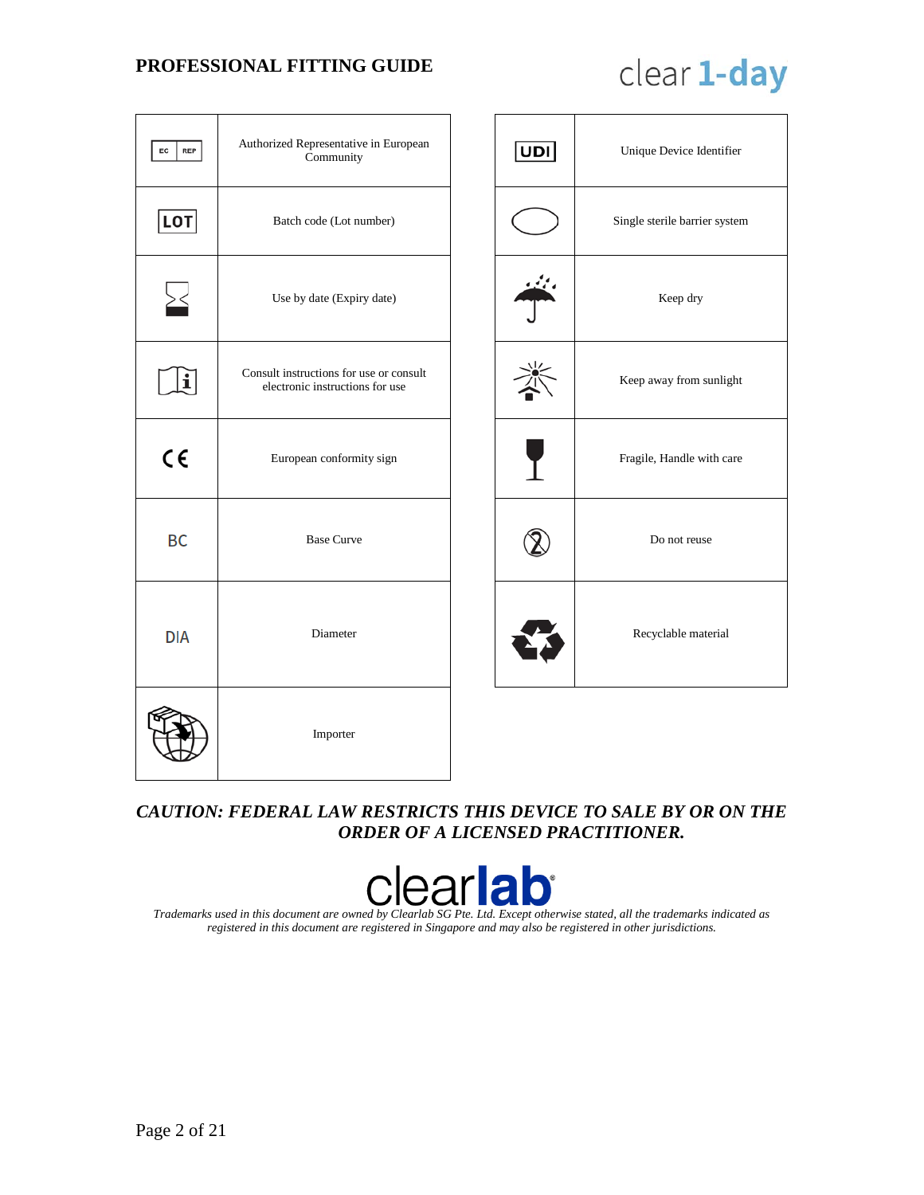| Symbol | Meaning |
|---|---|
| EC REP | Authorized Representative in European Community |
| LOT | Batch code (Lot number) |
| | Use by date (Expiry date) |
| | Consult instructions for use or consult electronic instructions for use |
| CE | European conformity sign |
| BC | Base Curve |
| DIA | Diameter |
| | Importer |

| Symbol | Meaning |
|---|---|
| UDI | Unique Device Identifier |
| | Single sterile barrier system |
| | Keep dry |
| | Keep away from sunlight |
| | Fragile, Handle with care |
| | Do not reuse |
| | Recyclable material |

***CAUTION: FEDERAL LAW RESTRICTS THIS DEVICE TO SALE BY OR ON THE ORDER OF A LICENSED PRACTITIONER.***

*Trademarks used in this document are owned by Clearlab SG Pte. Ltd. Except otherwise stated, all the trademarks indicated as registered in this document are registered in Singapore and may also be registered in other jurisdictions.*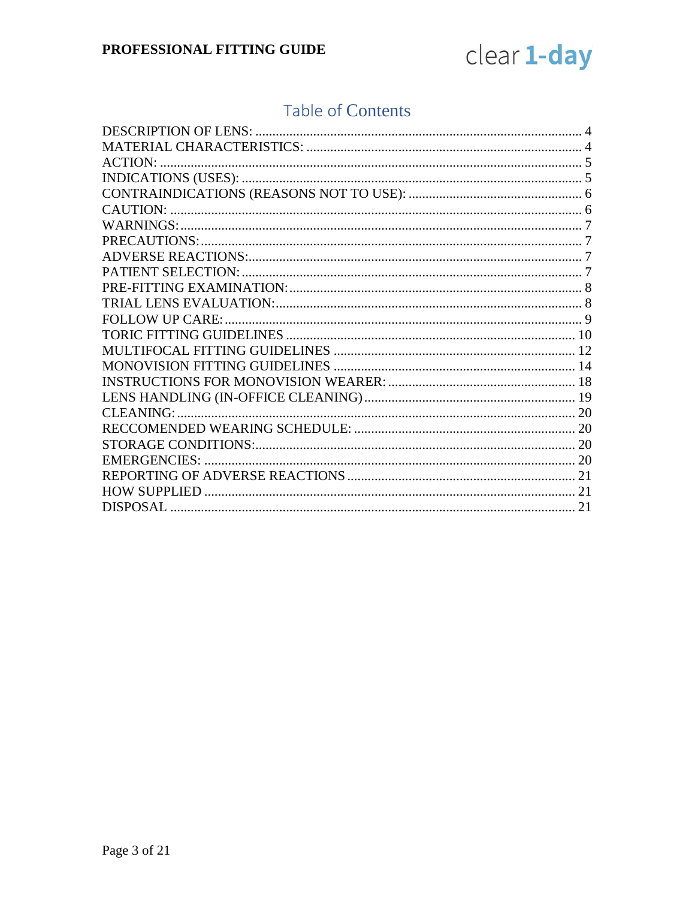# Table of Contents

| Section | Page |
| --- | --- |
| DESCRIPTION OF LENS: | 4 |
| MATERIAL CHARACTERISTICS: | 4 |
| ACTION: | 5 |
| INDICATIONS (USES): | 5 |
| CONTRAINDICATIONS (REASONS NOT TO USE): | 6 |
| CAUTION: | 6 |
| WARNINGS: | 7 |
| PRECAUTIONS: | 7 |
| ADVERSE REACTIONS: | 7 |
| PATIENT SELECTION: | 7 |
| PRE-FITTING EXAMINATION: | 8 |
| TRIAL LENS EVALUATION: | 8 |
| FOLLOW UP CARE: | 9 |
| TORIC FITTING GUIDELINES | 10 |
| MULTIFOCAL FITTING GUIDELINES | 12 |
| MONOVISION FITTING GUIDELINES | 14 |
| INSTRUCTIONS FOR MONOVISION WEARER: | 18 |
| LENS HANDLING (IN-OFFICE CLEANING) | 19 |
| CLEANING: | 20 |
| RECCOMENDED WEARING SCHEDULE: | 20 |
| STORAGE CONDITIONS: | 20 |
| EMERGENCIES: | 20 |
| REPORTING OF ADVERSE REACTIONS | 21 |
| HOW SUPPLIED | 21 |
| DISPOSAL | 21 |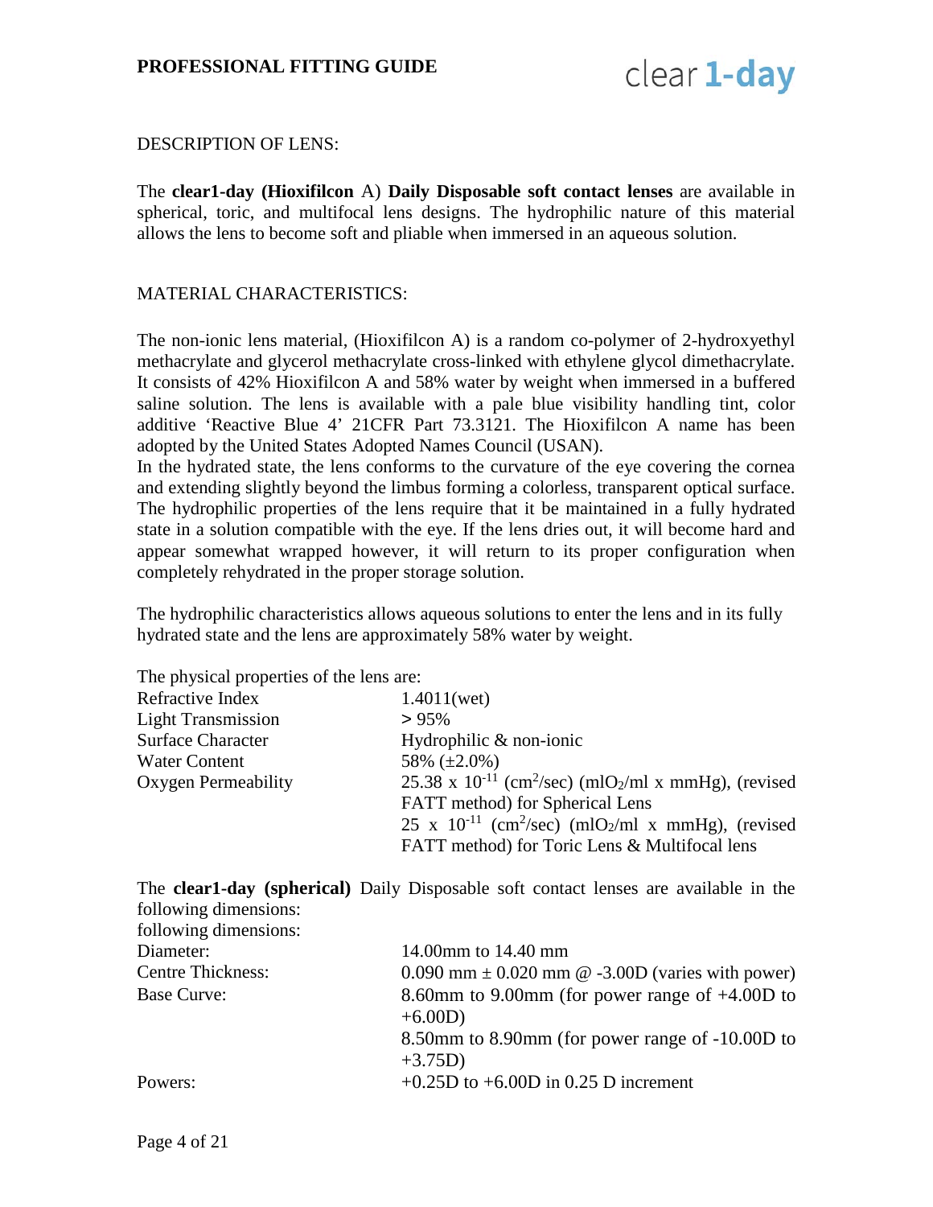DESCRIPTION OF LENS:

The **clear1-day (Hioxifilcon** A) **Daily Disposable soft contact lenses** are available in spherical, toric, and multifocal lens designs. The hydrophilic nature of this material allows the lens to become soft and pliable when immersed in an aqueous solution.

MATERIAL CHARACTERISTICS:

The non-ionic lens material, (Hioxifilcon A) is a random co-polymer of 2-hydroxyethyl methacrylate and glycerol methacrylate cross-linked with ethylene glycol dimethacrylate. It consists of 42% Hioxifilcon A and 58% water by weight when immersed in a buffered saline solution. The lens is available with a pale blue visibility handling tint, color additive 'Reactive Blue 4' 21CFR Part 73.3121. The Hioxifilcon A name has been adopted by the United States Adopted Names Council (USAN).
In the hydrated state, the lens conforms to the curvature of the eye covering the cornea and extending slightly beyond the limbus forming a colorless, transparent optical surface. The hydrophilic properties of the lens require that it be maintained in a fully hydrated state in a solution compatible with the eye. If the lens dries out, it will become hard and appear somewhat wrapped however, it will return to its proper configuration when completely rehydrated in the proper storage solution.

The hydrophilic characteristics allows aqueous solutions to enter the lens and in its fully hydrated state and the lens are approximately 58% water by weight.

The physical properties of the lens are:

| | |
|---|---|
| Refractive Index | 1.4011(wet) |
| Light Transmission | > 95% |
| Surface Character | Hydrophilic & non-ionic |
| Water Content | 58% (±2.0%) |
| Oxygen Permeability | 25.38 x $10^{-11}$ ($cm^2$/sec) ($mlO_2$/ml x mmHg), (revised FATT method) for Spherical Lens<br>25 x $10^{-11}$ ($cm^2$/sec) ($mlO_2$/ml x mmHg), (revised FATT method) for Toric Lens & Multifocal lens |

The **clear1-day (spherical)** Daily Disposable soft contact lenses are available in the following dimensions:
following dimensions:

| | |
|---|---|
| Diameter: | 14.00mm to 14.40 mm |
| Centre Thickness: | 0.090 mm ± 0.020 mm @ -3.00D (varies with power) |
| Base Curve: | 8.60mm to 9.00mm (for power range of +4.00D to +6.00D)<br>8.50mm to 8.90mm (for power range of -10.00D to +3.75D) |
| Powers: | +0.25D to +6.00D in 0.25 D increment |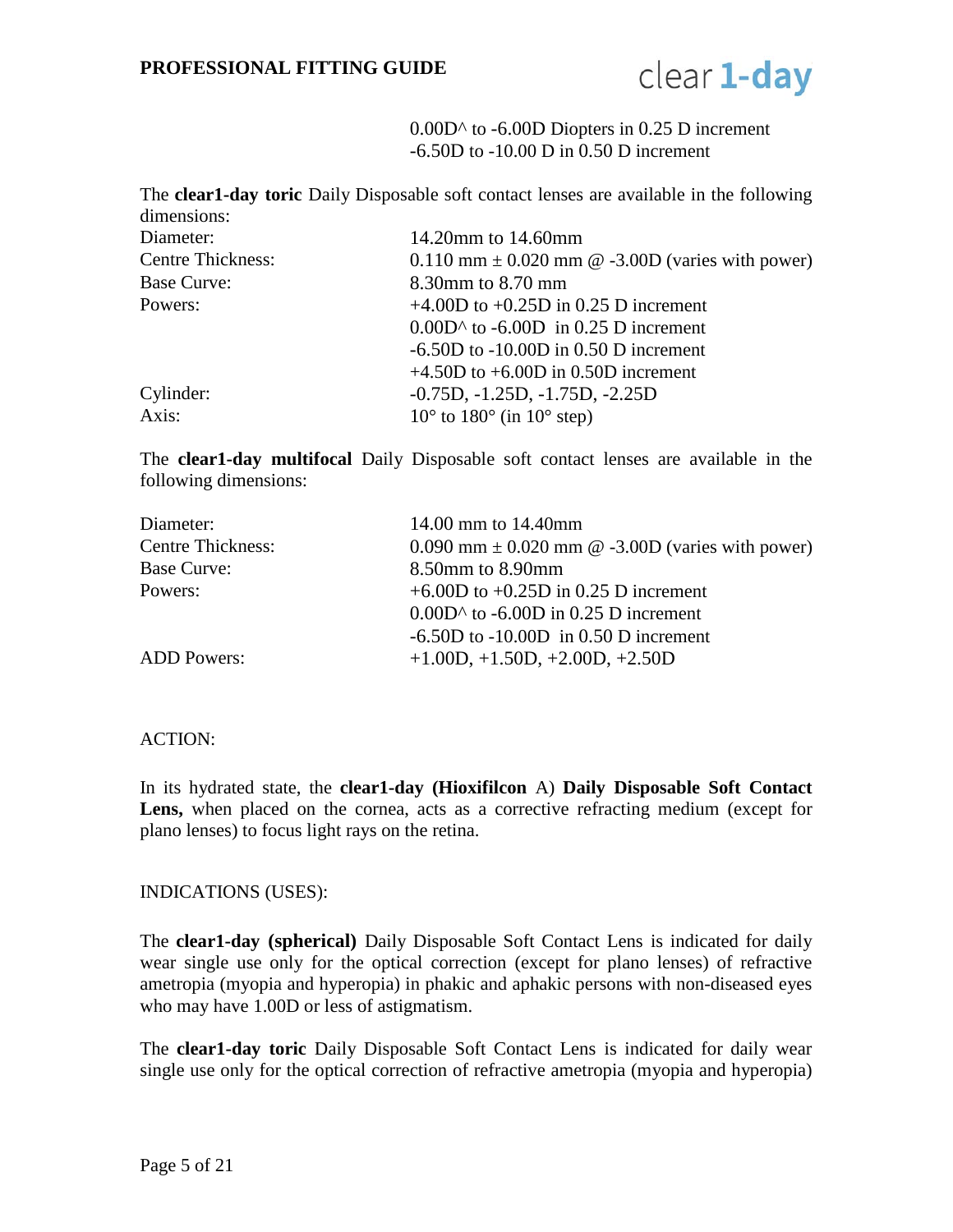| | |
|---|---|
| | 0.00D^ to -6.00D Diopters in 0.25 D increment |
| | -6.50D to -10.00 D in 0.50 D increment |

The **clear1-day toric** Daily Disposable soft contact lenses are available in the following dimensions:

| | |
|---|---|
| Diameter: | 14.20mm to 14.60mm |
| Centre Thickness: | 0.110 mm ± 0.020 mm @ -3.00D (varies with power) |
| Base Curve: | 8.30mm to 8.70 mm |
| Powers: | +4.00D to +0.25D in 0.25 D increment |
| | 0.00D^ to -6.00D in 0.25 D increment |
| | -6.50D to -10.00D in 0.50 D increment |
| | +4.50D to +6.00D in 0.50D increment |
| Cylinder: | -0.75D, -1.25D, -1.75D, -2.25D |
| Axis: | 10° to 180° (in 10° step) |

The **clear1-day multifocal** Daily Disposable soft contact lenses are available in the following dimensions:

| | |
|---|---|
| Diameter: | 14.00 mm to 14.40mm |
| Centre Thickness: | 0.090 mm ± 0.020 mm @ -3.00D (varies with power) |
| Base Curve: | 8.50mm to 8.90mm |
| Powers: | +6.00D to +0.25D in 0.25 D increment |
| | 0.00D^ to -6.00D in 0.25 D increment |
| | -6.50D to -10.00D in 0.50 D increment |
| ADD Powers: | +1.00D, +1.50D, +2.00D, +2.50D |

ACTION:

In its hydrated state, the **clear1-day (Hioxifilcon** A) **Daily Disposable Soft Contact Lens,** when placed on the cornea, acts as a corrective refracting medium (except for plano lenses) to focus light rays on the retina.

INDICATIONS (USES):

The **clear1-day (spherical)** Daily Disposable Soft Contact Lens is indicated for daily wear single use only for the optical correction (except for plano lenses) of refractive ametropia (myopia and hyperopia) in phakic and aphakic persons with non-diseased eyes who may have 1.00D or less of astigmatism.

The **clear1-day toric** Daily Disposable Soft Contact Lens is indicated for daily wear single use only for the optical correction of refractive ametropia (myopia and hyperopia)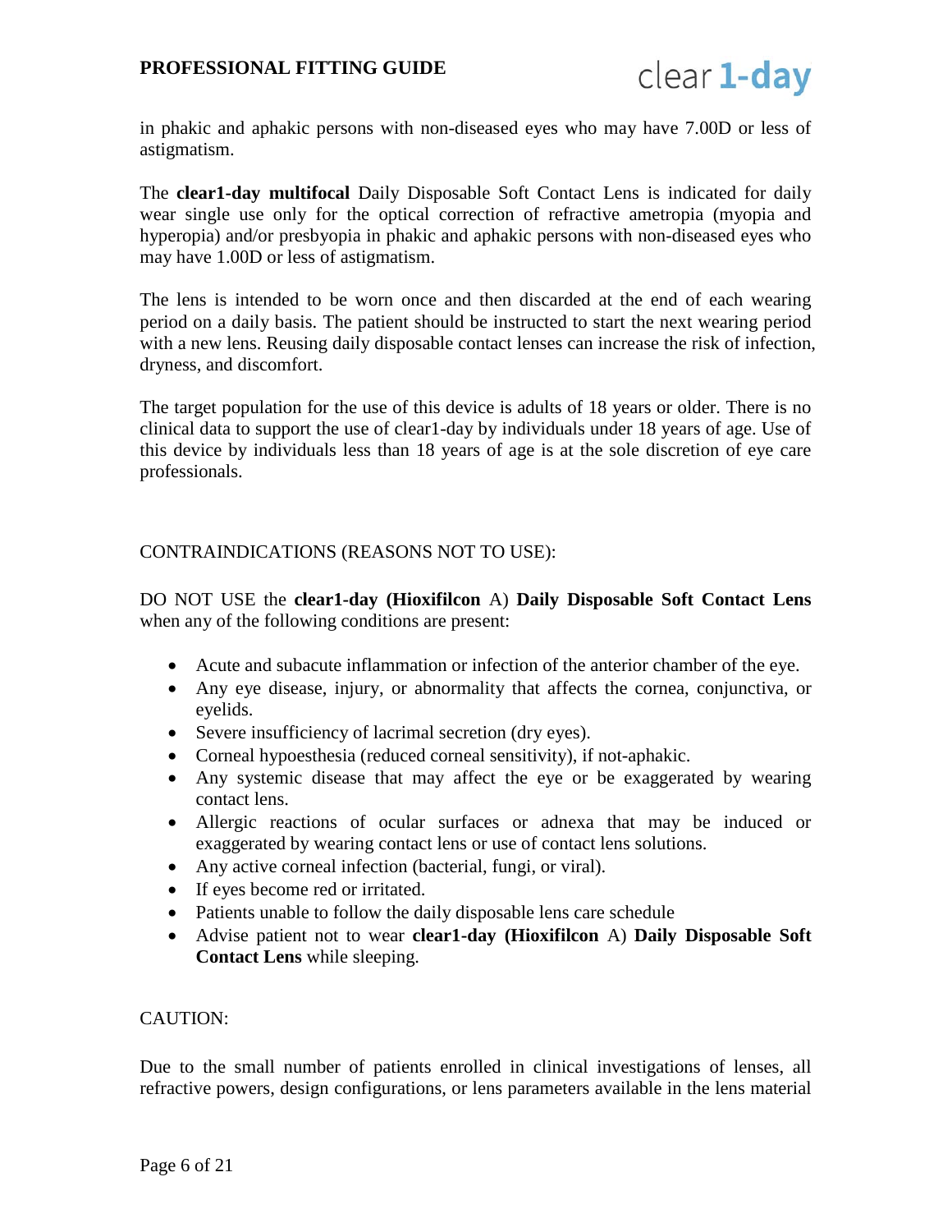in phakic and aphakic persons with non-diseased eyes who may have 7.00D or less of astigmatism.

The **clear1-day multifocal** Daily Disposable Soft Contact Lens is indicated for daily wear single use only for the optical correction of refractive ametropia (myopia and hyperopia) and/or presbyopia in phakic and aphakic persons with non-diseased eyes who may have 1.00D or less of astigmatism.

The lens is intended to be worn once and then discarded at the end of each wearing period on a daily basis. The patient should be instructed to start the next wearing period with a new lens. Reusing daily disposable contact lenses can increase the risk of infection, dryness, and discomfort.

The target population for the use of this device is adults of 18 years or older. There is no clinical data to support the use of clear1-day by individuals under 18 years of age. Use of this device by individuals less than 18 years of age is at the sole discretion of eye care professionals.

CONTRAINDICATIONS (REASONS NOT TO USE):

DO NOT USE the **clear1-day (Hioxifilcon** A) **Daily Disposable Soft Contact Lens** when any of the following conditions are present:

- Acute and subacute inflammation or infection of the anterior chamber of the eye.
- Any eye disease, injury, or abnormality that affects the cornea, conjunctiva, or eyelids.
- Severe insufficiency of lacrimal secretion (dry eyes).
- Corneal hypoesthesia (reduced corneal sensitivity), if not-aphakic.
- Any systemic disease that may affect the eye or be exaggerated by wearing contact lens.
- Allergic reactions of ocular surfaces or adnexa that may be induced or exaggerated by wearing contact lens or use of contact lens solutions.
- Any active corneal infection (bacterial, fungi, or viral).
- If eyes become red or irritated.
- Patients unable to follow the daily disposable lens care schedule
- Advise patient not to wear **clear1-day (Hioxifilcon** A) **Daily Disposable Soft Contact Lens** while sleeping.

CAUTION:

Due to the small number of patients enrolled in clinical investigations of lenses, all refractive powers, design configurations, or lens parameters available in the lens material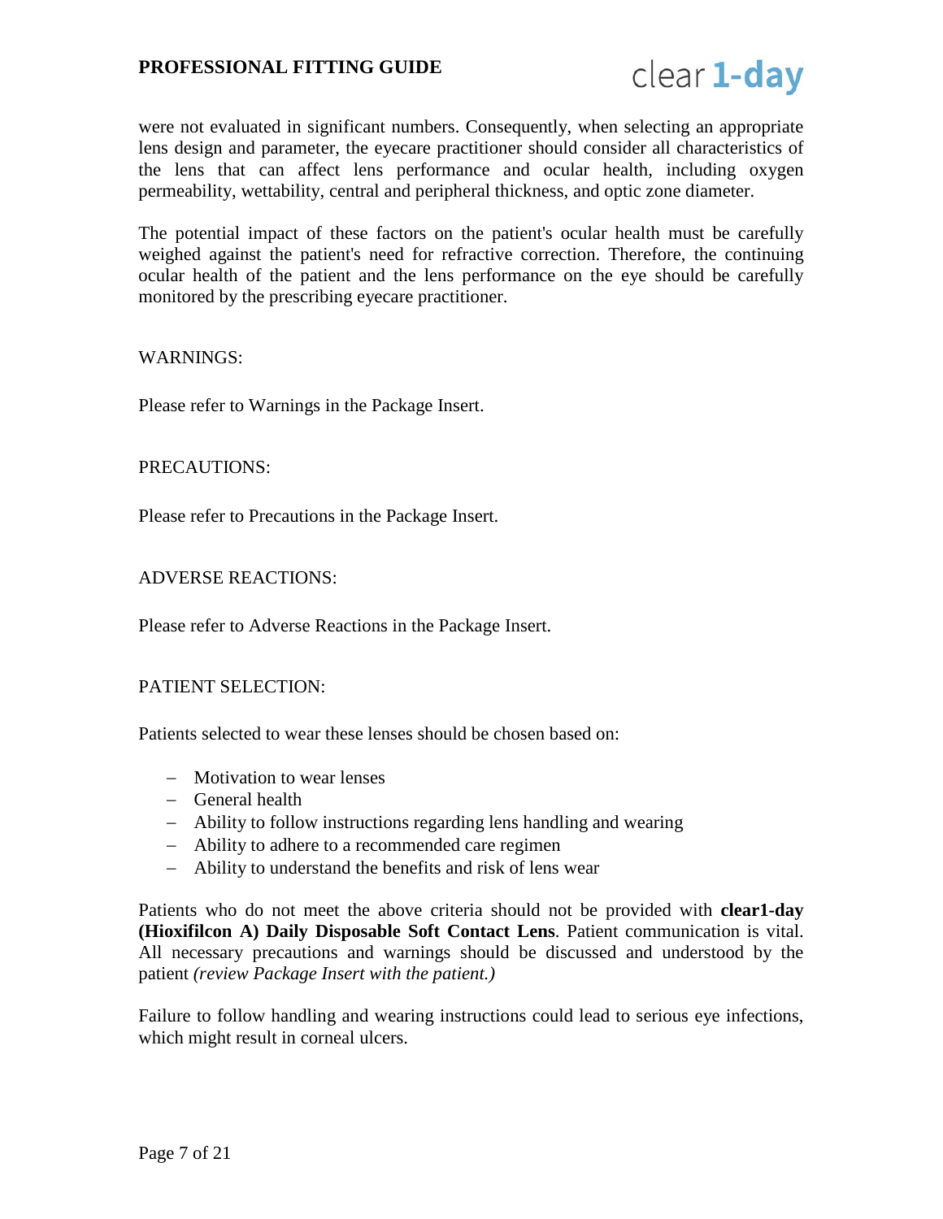were not evaluated in significant numbers. Consequently, when selecting an appropriate lens design and parameter, the eyecare practitioner should consider all characteristics of the lens that can affect lens performance and ocular health, including oxygen permeability, wettability, central and peripheral thickness, and optic zone diameter.

The potential impact of these factors on the patient's ocular health must be carefully weighed against the patient's need for refractive correction. Therefore, the continuing ocular health of the patient and the lens performance on the eye should be carefully monitored by the prescribing eyecare practitioner.

## WARNINGS:

Please refer to Warnings in the Package Insert.

## PRECAUTIONS:

Please refer to Precautions in the Package Insert.

## ADVERSE REACTIONS:

Please refer to Adverse Reactions in the Package Insert.

## PATIENT SELECTION:

Patients selected to wear these lenses should be chosen based on:

- Motivation to wear lenses
- General health
- Ability to follow instructions regarding lens handling and wearing
- Ability to adhere to a recommended care regimen
- Ability to understand the benefits and risk of lens wear

Patients who do not meet the above criteria should not be provided with **clear1-day (Hioxifilcon A) Daily Disposable Soft Contact Lens**. Patient communication is vital. All necessary precautions and warnings should be discussed and understood by the patient *(review Package Insert with the patient.)*

Failure to follow handling and wearing instructions could lead to serious eye infections, which might result in corneal ulcers.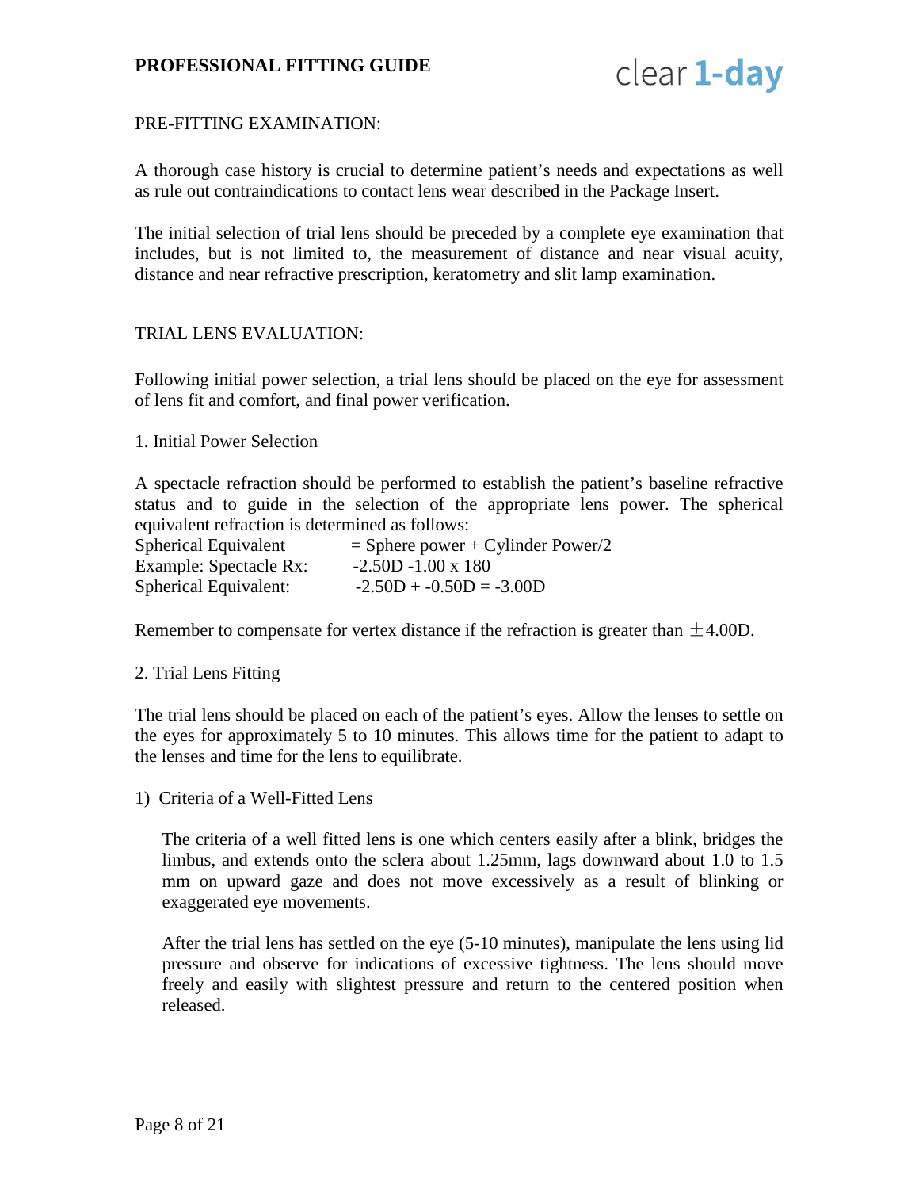## PRE-FITTING EXAMINATION:

A thorough case history is crucial to determine patient's needs and expectations as well as rule out contraindications to contact lens wear described in the Package Insert.

The initial selection of trial lens should be preceded by a complete eye examination that includes, but is not limited to, the measurement of distance and near visual acuity, distance and near refractive prescription, keratometry and slit lamp examination.

## TRIAL LENS EVALUATION:

Following initial power selection, a trial lens should be placed on the eye for assessment of lens fit and comfort, and final power verification.

### 1. Initial Power Selection

A spectacle refraction should be performed to establish the patient's baseline refractive status and to guide in the selection of the appropriate lens power. The spherical equivalent refraction is determined as follows:

Spherical Equivalent = Sphere power + Cylinder Power/2
Example: Spectacle Rx: -2.50D -1.00 x 180
Spherical Equivalent: -2.50D + -0.50D = -3.00D

Remember to compensate for vertex distance if the refraction is greater than ±4.00D.

### 2. Trial Lens Fitting

The trial lens should be placed on each of the patient's eyes. Allow the lenses to settle on the eyes for approximately 5 to 10 minutes. This allows time for the patient to adapt to the lenses and time for the lens to equilibrate.

1) Criteria of a Well-Fitted Lens

The criteria of a well fitted lens is one which centers easily after a blink, bridges the limbus, and extends onto the sclera about 1.25mm, lags downward about 1.0 to 1.5 mm on upward gaze and does not move excessively as a result of blinking or exaggerated eye movements.

After the trial lens has settled on the eye (5-10 minutes), manipulate the lens using lid pressure and observe for indications of excessive tightness. The lens should move freely and easily with slightest pressure and return to the centered position when released.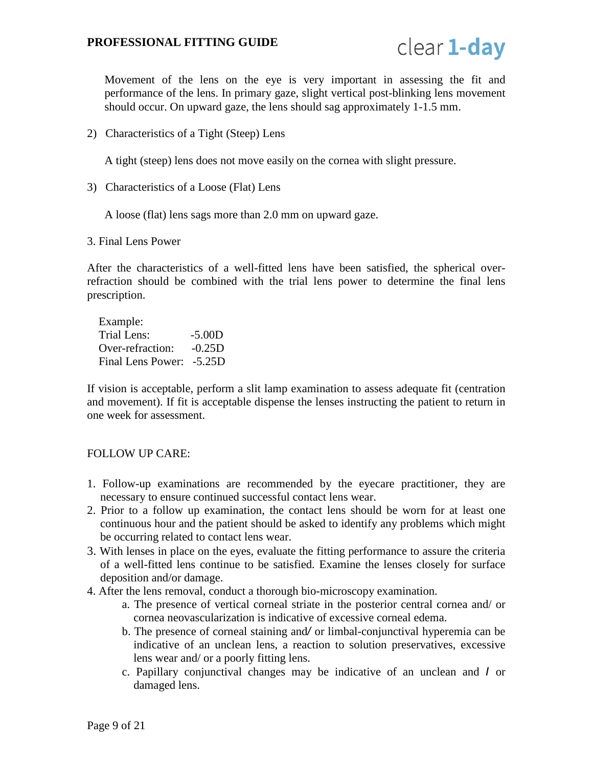Movement of the lens on the eye is very important in assessing the fit and performance of the lens. In primary gaze, slight vertical post-blinking lens movement should occur. On upward gaze, the lens should sag approximately 1-1.5 mm.

2) Characteristics of a Tight (Steep) Lens

A tight (steep) lens does not move easily on the cornea with slight pressure.

3) Characteristics of a Loose (Flat) Lens

A loose (flat) lens sags more than 2.0 mm on upward gaze.

3. Final Lens Power

After the characteristics of a well-fitted lens have been satisfied, the spherical over-refraction should be combined with the trial lens power to determine the final lens prescription.

Example:

| | |
|---|---|
| Trial Lens: | -5.00D |
| Over-refraction: | -0.25D |
| Final Lens Power: | -5.25D |

If vision is acceptable, perform a slit lamp examination to assess adequate fit (centration and movement). If fit is acceptable dispense the lenses instructing the patient to return in one week for assessment.

FOLLOW UP CARE:

1. Follow-up examinations are recommended by the eyecare practitioner, they are necessary to ensure continued successful contact lens wear.
2. Prior to a follow up examination, the contact lens should be worn for at least one continuous hour and the patient should be asked to identify any problems which might be occurring related to contact lens wear.
3. With lenses in place on the eyes, evaluate the fitting performance to assure the criteria of a well-fitted lens continue to be satisfied. Examine the lenses closely for surface deposition and/or damage.
4. After the lens removal, conduct a thorough bio-microscopy examination.
   a. The presence of vertical corneal striate in the posterior central cornea and/ or cornea neovascularization is indicative of excessive corneal edema.
   b. The presence of corneal staining and/ or limbal-conjunctival hyperemia can be indicative of an unclean lens, a reaction to solution preservatives, excessive lens wear and/ or a poorly fitting lens.
   c. Papillary conjunctival changes may be indicative of an unclean and / or damaged lens.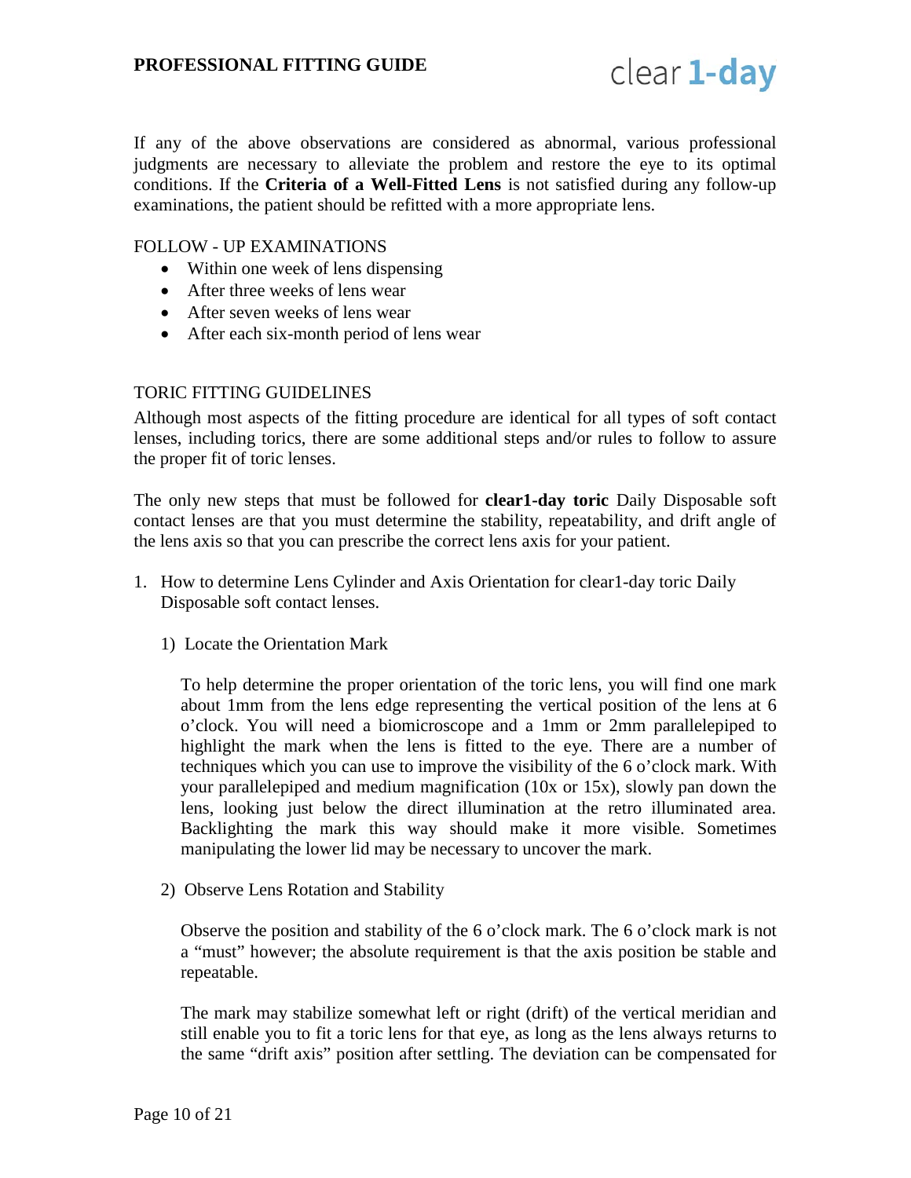If any of the above observations are considered as abnormal, various professional judgments are necessary to alleviate the problem and restore the eye to its optimal conditions. If the **Criteria of a Well-Fitted Lens** is not satisfied during any follow-up examinations, the patient should be refitted with a more appropriate lens.

FOLLOW - UP EXAMINATIONS

- Within one week of lens dispensing
- After three weeks of lens wear
- After seven weeks of lens wear
- After each six-month period of lens wear

TORIC FITTING GUIDELINES

Although most aspects of the fitting procedure are identical for all types of soft contact lenses, including torics, there are some additional steps and/or rules to follow to assure the proper fit of toric lenses.

The only new steps that must be followed for **clear1-day toric** Daily Disposable soft contact lenses are that you must determine the stability, repeatability, and drift angle of the lens axis so that you can prescribe the correct lens axis for your patient.

1. How to determine Lens Cylinder and Axis Orientation for clear1-day toric Daily Disposable soft contact lenses.

   1) Locate the Orientation Mark

      To help determine the proper orientation of the toric lens, you will find one mark about 1mm from the lens edge representing the vertical position of the lens at 6 o'clock. You will need a biomicroscope and a 1mm or 2mm parallelepiped to highlight the mark when the lens is fitted to the eye. There are a number of techniques which you can use to improve the visibility of the 6 o'clock mark. With your parallelepiped and medium magnification (10x or 15x), slowly pan down the lens, looking just below the direct illumination at the retro illuminated area. Backlighting the mark this way should make it more visible. Sometimes manipulating the lower lid may be necessary to uncover the mark.

   2) Observe Lens Rotation and Stability

      Observe the position and stability of the 6 o'clock mark. The 6 o'clock mark is not a "must" however; the absolute requirement is that the axis position be stable and repeatable.

      The mark may stabilize somewhat left or right (drift) of the vertical meridian and still enable you to fit a toric lens for that eye, as long as the lens always returns to the same "drift axis" position after settling. The deviation can be compensated for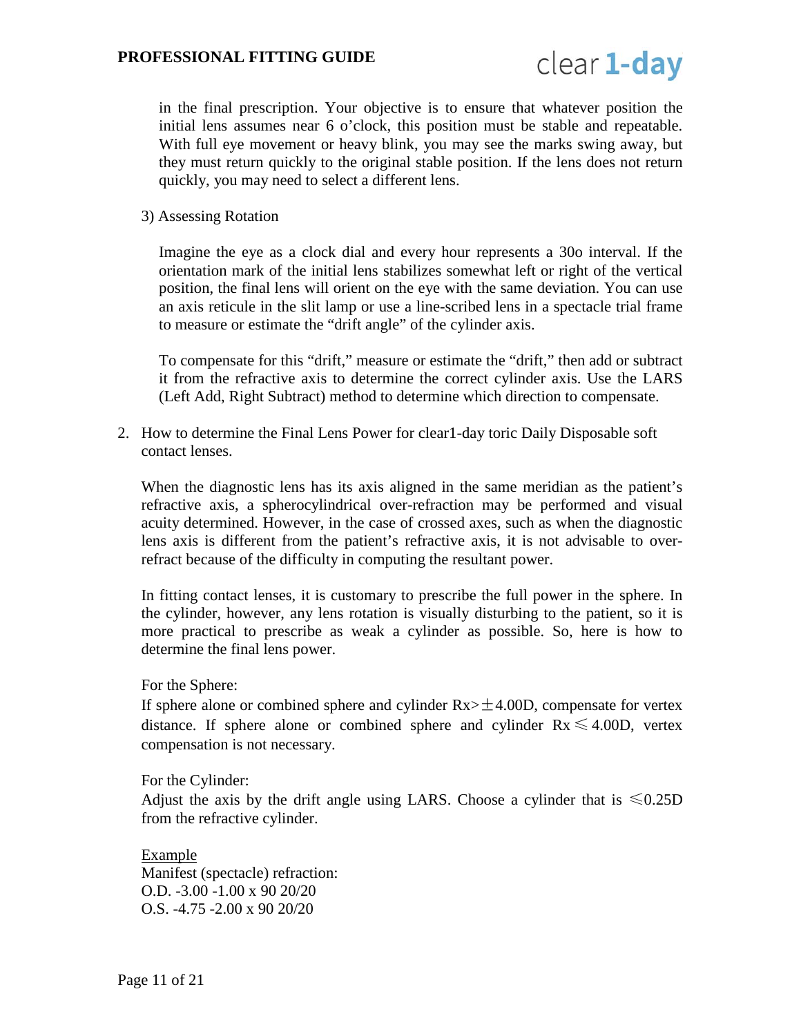in the final prescription. Your objective is to ensure that whatever position the initial lens assumes near 6 o'clock, this position must be stable and repeatable. With full eye movement or heavy blink, you may see the marks swing away, but they must return quickly to the original stable position. If the lens does not return quickly, you may need to select a different lens.

3) Assessing Rotation

Imagine the eye as a clock dial and every hour represents a 30o interval. If the orientation mark of the initial lens stabilizes somewhat left or right of the vertical position, the final lens will orient on the eye with the same deviation. You can use an axis reticule in the slit lamp or use a line-scribed lens in a spectacle trial frame to measure or estimate the "drift angle" of the cylinder axis.

To compensate for this "drift," measure or estimate the "drift," then add or subtract it from the refractive axis to determine the correct cylinder axis. Use the LARS (Left Add, Right Subtract) method to determine which direction to compensate.

2. How to determine the Final Lens Power for clear1-day toric Daily Disposable soft contact lenses.

When the diagnostic lens has its axis aligned in the same meridian as the patient's refractive axis, a spherocylindrical over-refraction may be performed and visual acuity determined. However, in the case of crossed axes, such as when the diagnostic lens axis is different from the patient's refractive axis, it is not advisable to over-refract because of the difficulty in computing the resultant power.

In fitting contact lenses, it is customary to prescribe the full power in the sphere. In the cylinder, however, any lens rotation is visually disturbing to the patient, so it is more practical to prescribe as weak a cylinder as possible. So, here is how to determine the final lens power.

For the Sphere:
If sphere alone or combined sphere and cylinder Rx>±4.00D, compensate for vertex distance. If sphere alone or combined sphere and cylinder Rx ≤ 4.00D, vertex compensation is not necessary.

For the Cylinder:
Adjust the axis by the drift angle using LARS. Choose a cylinder that is ≤0.25D from the refractive cylinder.

Example
Manifest (spectacle) refraction:
O.D. -3.00 -1.00 x 90 20/20
O.S. -4.75 -2.00 x 90 20/20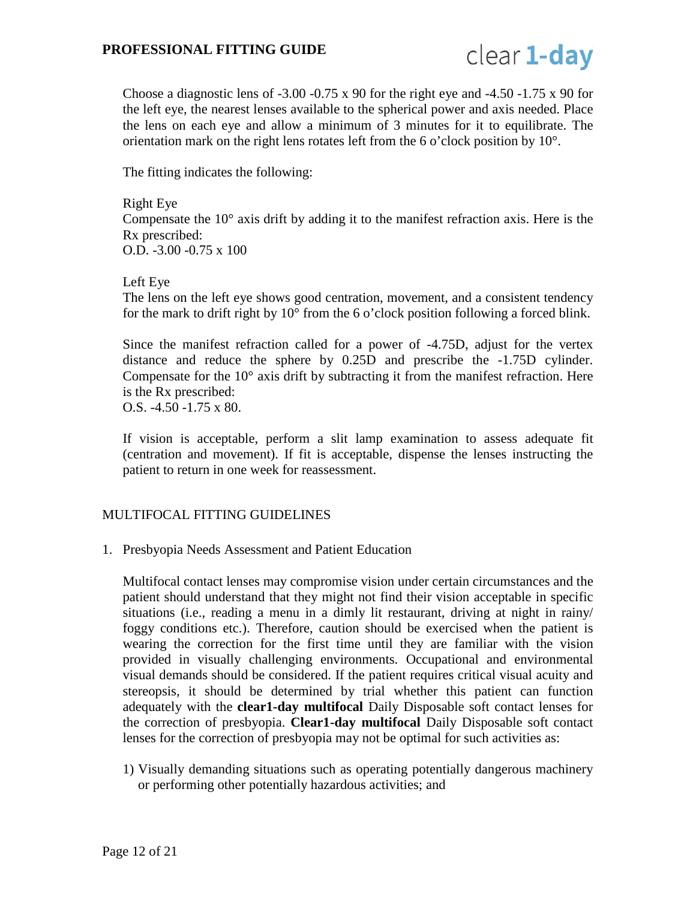Choose a diagnostic lens of -3.00 -0.75 x 90 for the right eye and -4.50 -1.75 x 90 for the left eye, the nearest lenses available to the spherical power and axis needed. Place the lens on each eye and allow a minimum of 3 minutes for it to equilibrate. The orientation mark on the right lens rotates left from the 6 o'clock position by 10°.

The fitting indicates the following:

Right Eye
Compensate the 10° axis drift by adding it to the manifest refraction axis. Here is the Rx prescribed:
O.D. -3.00 -0.75 x 100

Left Eye
The lens on the left eye shows good centration, movement, and a consistent tendency for the mark to drift right by 10° from the 6 o'clock position following a forced blink.

Since the manifest refraction called for a power of -4.75D, adjust for the vertex distance and reduce the sphere by 0.25D and prescribe the -1.75D cylinder. Compensate for the 10° axis drift by subtracting it from the manifest refraction. Here is the Rx prescribed:
O.S. -4.50 -1.75 x 80.

If vision is acceptable, perform a slit lamp examination to assess adequate fit (centration and movement). If fit is acceptable, dispense the lenses instructing the patient to return in one week for reassessment.

## MULTIFOCAL FITTING GUIDELINES

1. Presbyopia Needs Assessment and Patient Education

   Multifocal contact lenses may compromise vision under certain circumstances and the patient should understand that they might not find their vision acceptable in specific situations (i.e., reading a menu in a dimly lit restaurant, driving at night in rainy/ foggy conditions etc.). Therefore, caution should be exercised when the patient is wearing the correction for the first time until they are familiar with the vision provided in visually challenging environments. Occupational and environmental visual demands should be considered. If the patient requires critical visual acuity and stereopsis, it should be determined by trial whether this patient can function adequately with the **clear1-day multifocal** Daily Disposable soft contact lenses for the correction of presbyopia. **Clear1-day multifocal** Daily Disposable soft contact lenses for the correction of presbyopia may not be optimal for such activities as:

   1) Visually demanding situations such as operating potentially dangerous machinery or performing other potentially hazardous activities; and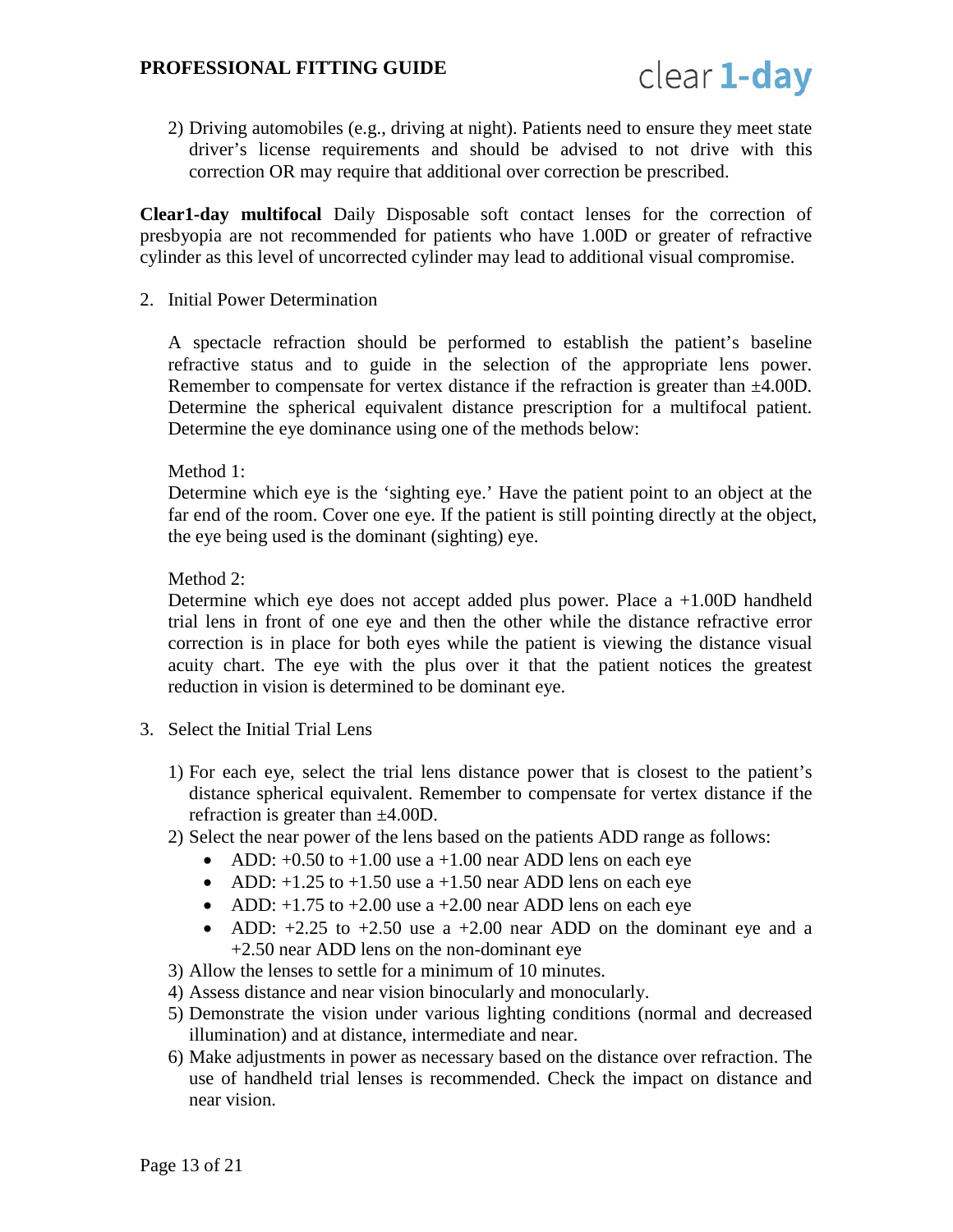2) Driving automobiles (e.g., driving at night). Patients need to ensure they meet state driver's license requirements and should be advised to not drive with this correction OR may require that additional over correction be prescribed.

**Clear1-day multifocal** Daily Disposable soft contact lenses for the correction of presbyopia are not recommended for patients who have 1.00D or greater of refractive cylinder as this level of uncorrected cylinder may lead to additional visual compromise.

2. Initial Power Determination

   A spectacle refraction should be performed to establish the patient's baseline refractive status and to guide in the selection of the appropriate lens power. Remember to compensate for vertex distance if the refraction is greater than ±4.00D. Determine the spherical equivalent distance prescription for a multifocal patient. Determine the eye dominance using one of the methods below:

   Method 1:
   Determine which eye is the 'sighting eye.' Have the patient point to an object at the far end of the room. Cover one eye. If the patient is still pointing directly at the object, the eye being used is the dominant (sighting) eye.

   Method 2:
   Determine which eye does not accept added plus power. Place a +1.00D handheld trial lens in front of one eye and then the other while the distance refractive error correction is in place for both eyes while the patient is viewing the distance visual acuity chart. The eye with the plus over it that the patient notices the greatest reduction in vision is determined to be dominant eye.

3. Select the Initial Trial Lens

   1) For each eye, select the trial lens distance power that is closest to the patient's distance spherical equivalent. Remember to compensate for vertex distance if the refraction is greater than ±4.00D.
   2) Select the near power of the lens based on the patients ADD range as follows:
      - ADD: +0.50 to +1.00 use a +1.00 near ADD lens on each eye
      - ADD: +1.25 to +1.50 use a +1.50 near ADD lens on each eye
      - ADD: +1.75 to +2.00 use a +2.00 near ADD lens on each eye
      - ADD: +2.25 to +2.50 use a +2.00 near ADD on the dominant eye and a +2.50 near ADD lens on the non-dominant eye
   3) Allow the lenses to settle for a minimum of 10 minutes.
   4) Assess distance and near vision binocularly and monocularly.
   5) Demonstrate the vision under various lighting conditions (normal and decreased illumination) and at distance, intermediate and near.
   6) Make adjustments in power as necessary based on the distance over refraction. The use of handheld trial lenses is recommended. Check the impact on distance and near vision.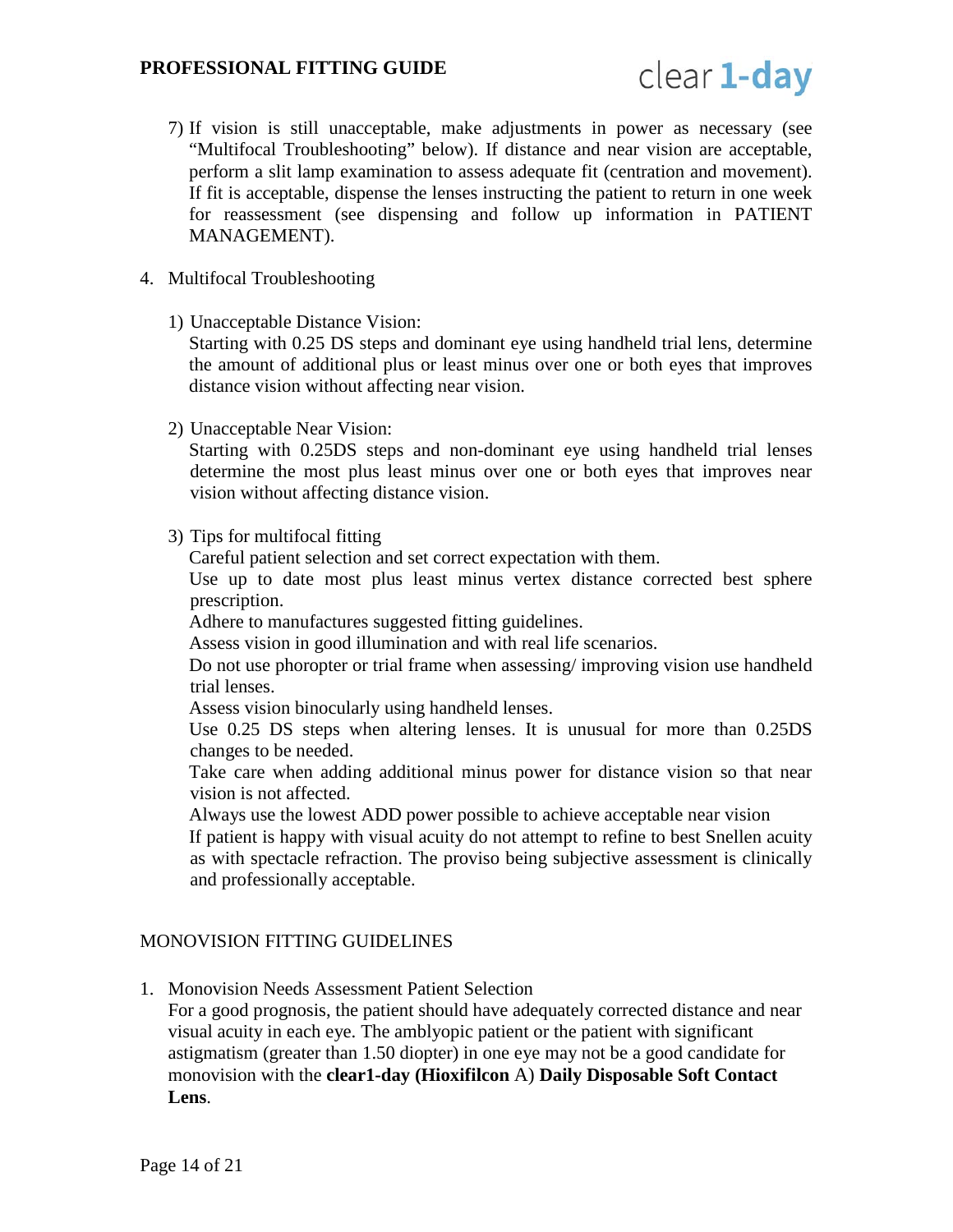7) If vision is still unacceptable, make adjustments in power as necessary (see "Multifocal Troubleshooting" below). If distance and near vision are acceptable, perform a slit lamp examination to assess adequate fit (centration and movement). If fit is acceptable, dispense the lenses instructing the patient to return in one week for reassessment (see dispensing and follow up information in PATIENT MANAGEMENT).

4. Multifocal Troubleshooting

   1) Unacceptable Distance Vision:
      Starting with 0.25 DS steps and dominant eye using handheld trial lens, determine the amount of additional plus or least minus over one or both eyes that improves distance vision without affecting near vision.

   2) Unacceptable Near Vision:
      Starting with 0.25DS steps and non-dominant eye using handheld trial lenses determine the most plus least minus over one or both eyes that improves near vision without affecting distance vision.

   3) Tips for multifocal fitting
      Careful patient selection and set correct expectation with them.
      Use up to date most plus least minus vertex distance corrected best sphere prescription.
      Adhere to manufactures suggested fitting guidelines.
      Assess vision in good illumination and with real life scenarios.
      Do not use phoropter or trial frame when assessing/ improving vision use handheld trial lenses.
      Assess vision binocularly using handheld lenses.
      Use 0.25 DS steps when altering lenses. It is unusual for more than 0.25DS changes to be needed.
      Take care when adding additional minus power for distance vision so that near vision is not affected.
      Always use the lowest ADD power possible to achieve acceptable near vision
      If patient is happy with visual acuity do not attempt to refine to best Snellen acuity as with spectacle refraction. The proviso being subjective assessment is clinically and professionally acceptable.

## MONOVISION FITTING GUIDELINES

1. Monovision Needs Assessment Patient Selection
   For a good prognosis, the patient should have adequately corrected distance and near visual acuity in each eye. The amblyopic patient or the patient with significant astigmatism (greater than 1.50 diopter) in one eye may not be a good candidate for monovision with the **clear1-day (Hioxifilcon** A) **Daily Disposable Soft Contact Lens**.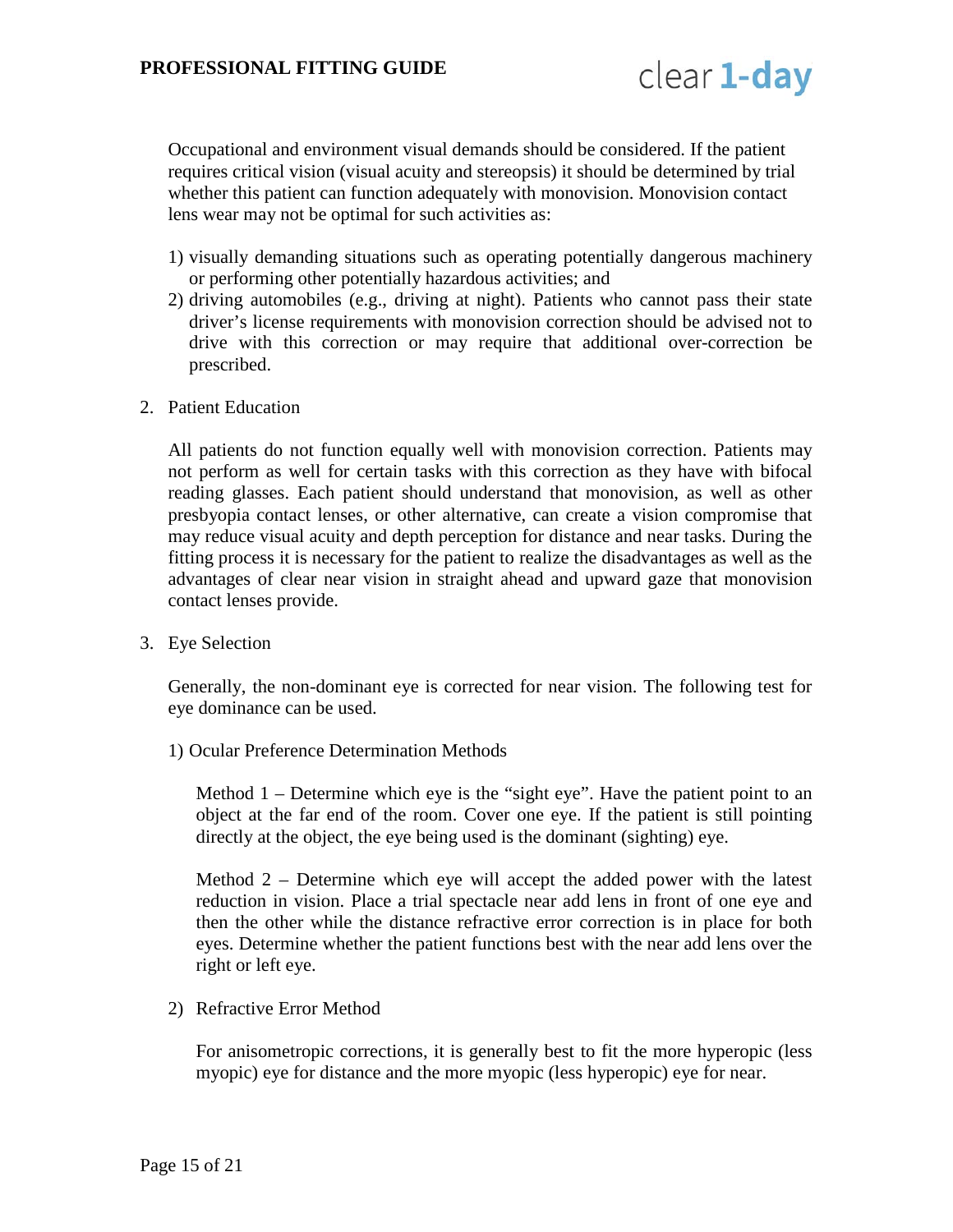Occupational and environment visual demands should be considered. If the patient requires critical vision (visual acuity and stereopsis) it should be determined by trial whether this patient can function adequately with monovision. Monovision contact lens wear may not be optimal for such activities as:

1) visually demanding situations such as operating potentially dangerous machinery or performing other potentially hazardous activities; and
2) driving automobiles (e.g., driving at night). Patients who cannot pass their state driver's license requirements with monovision correction should be advised not to drive with this correction or may require that additional over-correction be prescribed.

2. Patient Education

All patients do not function equally well with monovision correction. Patients may not perform as well for certain tasks with this correction as they have with bifocal reading glasses. Each patient should understand that monovision, as well as other presbyopia contact lenses, or other alternative, can create a vision compromise that may reduce visual acuity and depth perception for distance and near tasks. During the fitting process it is necessary for the patient to realize the disadvantages as well as the advantages of clear near vision in straight ahead and upward gaze that monovision contact lenses provide.

3. Eye Selection

Generally, the non-dominant eye is corrected for near vision. The following test for eye dominance can be used.

1) Ocular Preference Determination Methods

Method 1 – Determine which eye is the "sight eye". Have the patient point to an object at the far end of the room. Cover one eye. If the patient is still pointing directly at the object, the eye being used is the dominant (sighting) eye.

Method 2 – Determine which eye will accept the added power with the latest reduction in vision. Place a trial spectacle near add lens in front of one eye and then the other while the distance refractive error correction is in place for both eyes. Determine whether the patient functions best with the near add lens over the right or left eye.

2) Refractive Error Method

For anisometropic corrections, it is generally best to fit the more hyperopic (less myopic) eye for distance and the more myopic (less hyperopic) eye for near.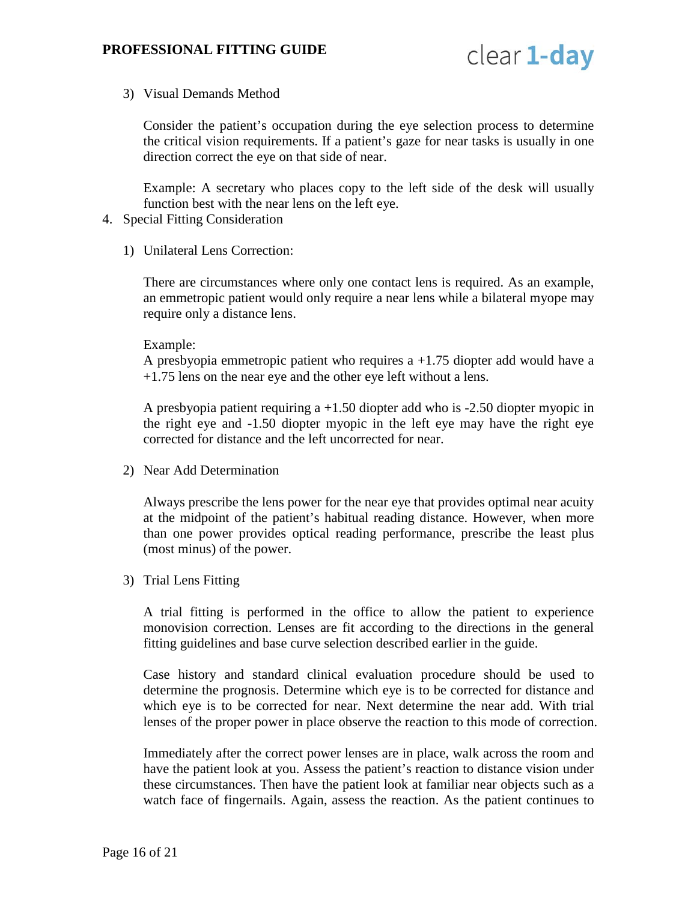3) Visual Demands Method

Consider the patient's occupation during the eye selection process to determine the critical vision requirements. If a patient's gaze for near tasks is usually in one direction correct the eye on that side of near.

Example: A secretary who places copy to the left side of the desk will usually function best with the near lens on the left eye.

4. Special Fitting Consideration

1) Unilateral Lens Correction:

There are circumstances where only one contact lens is required. As an example, an emmetropic patient would only require a near lens while a bilateral myope may require only a distance lens.

Example:
A presbyopia emmetropic patient who requires a +1.75 diopter add would have a +1.75 lens on the near eye and the other eye left without a lens.

A presbyopia patient requiring a +1.50 diopter add who is -2.50 diopter myopic in the right eye and -1.50 diopter myopic in the left eye may have the right eye corrected for distance and the left uncorrected for near.

2) Near Add Determination

Always prescribe the lens power for the near eye that provides optimal near acuity at the midpoint of the patient's habitual reading distance. However, when more than one power provides optical reading performance, prescribe the least plus (most minus) of the power.

3) Trial Lens Fitting

A trial fitting is performed in the office to allow the patient to experience monovision correction. Lenses are fit according to the directions in the general fitting guidelines and base curve selection described earlier in the guide.

Case history and standard clinical evaluation procedure should be used to determine the prognosis. Determine which eye is to be corrected for distance and which eye is to be corrected for near. Next determine the near add. With trial lenses of the proper power in place observe the reaction to this mode of correction.

Immediately after the correct power lenses are in place, walk across the room and have the patient look at you. Assess the patient's reaction to distance vision under these circumstances. Then have the patient look at familiar near objects such as a watch face of fingernails. Again, assess the reaction. As the patient continues to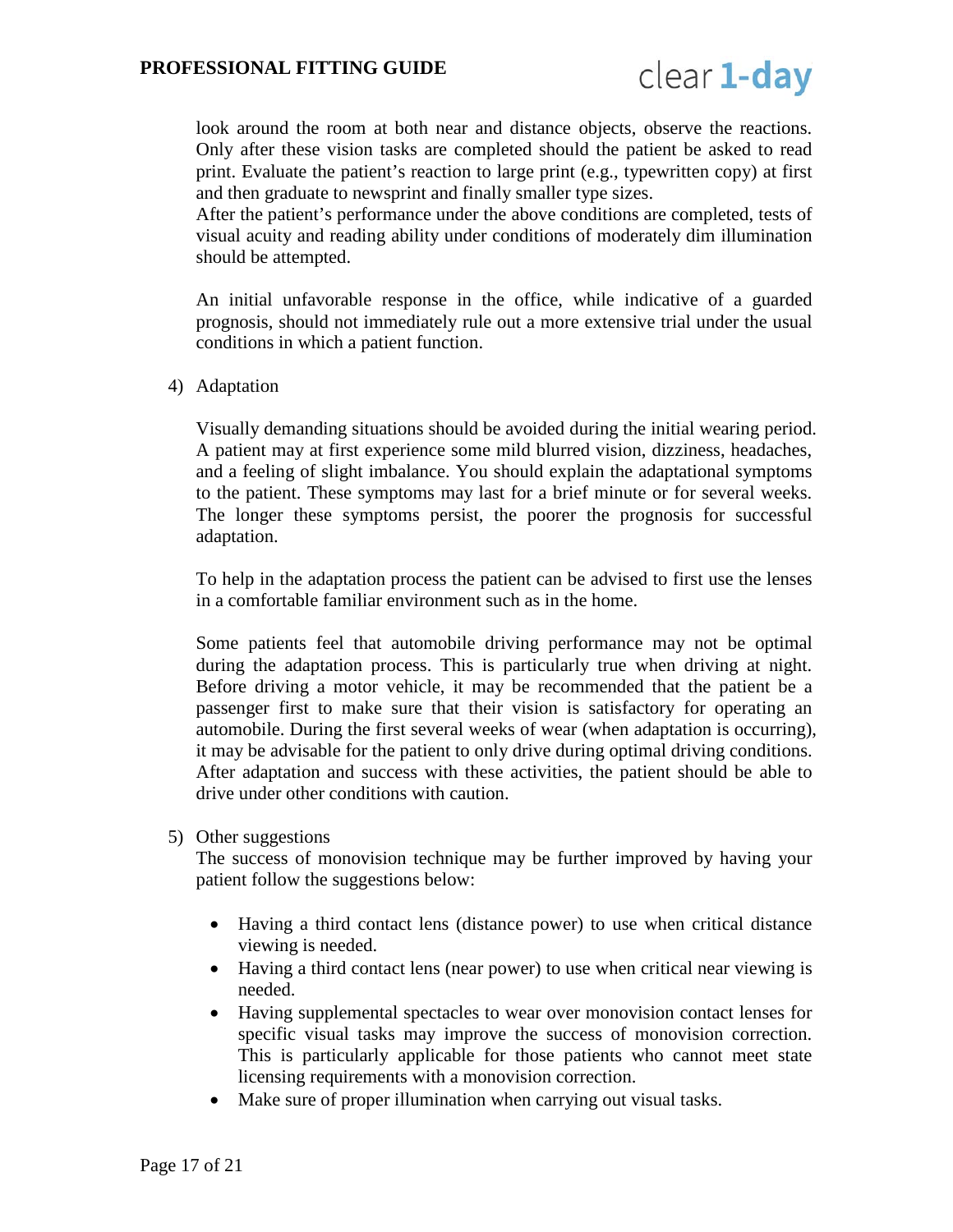look around the room at both near and distance objects, observe the reactions. Only after these vision tasks are completed should the patient be asked to read print. Evaluate the patient's reaction to large print (e.g., typewritten copy) at first and then graduate to newsprint and finally smaller type sizes.
After the patient's performance under the above conditions are completed, tests of visual acuity and reading ability under conditions of moderately dim illumination should be attempted.

An initial unfavorable response in the office, while indicative of a guarded prognosis, should not immediately rule out a more extensive trial under the usual conditions in which a patient function.

4) Adaptation

Visually demanding situations should be avoided during the initial wearing period. A patient may at first experience some mild blurred vision, dizziness, headaches, and a feeling of slight imbalance. You should explain the adaptational symptoms to the patient. These symptoms may last for a brief minute or for several weeks. The longer these symptoms persist, the poorer the prognosis for successful adaptation.

To help in the adaptation process the patient can be advised to first use the lenses in a comfortable familiar environment such as in the home.

Some patients feel that automobile driving performance may not be optimal during the adaptation process. This is particularly true when driving at night. Before driving a motor vehicle, it may be recommended that the patient be a passenger first to make sure that their vision is satisfactory for operating an automobile. During the first several weeks of wear (when adaptation is occurring), it may be advisable for the patient to only drive during optimal driving conditions. After adaptation and success with these activities, the patient should be able to drive under other conditions with caution.

5) Other suggestions
The success of monovision technique may be further improved by having your patient follow the suggestions below:

- Having a third contact lens (distance power) to use when critical distance viewing is needed.
- Having a third contact lens (near power) to use when critical near viewing is needed.
- Having supplemental spectacles to wear over monovision contact lenses for specific visual tasks may improve the success of monovision correction. This is particularly applicable for those patients who cannot meet state licensing requirements with a monovision correction.
- Make sure of proper illumination when carrying out visual tasks.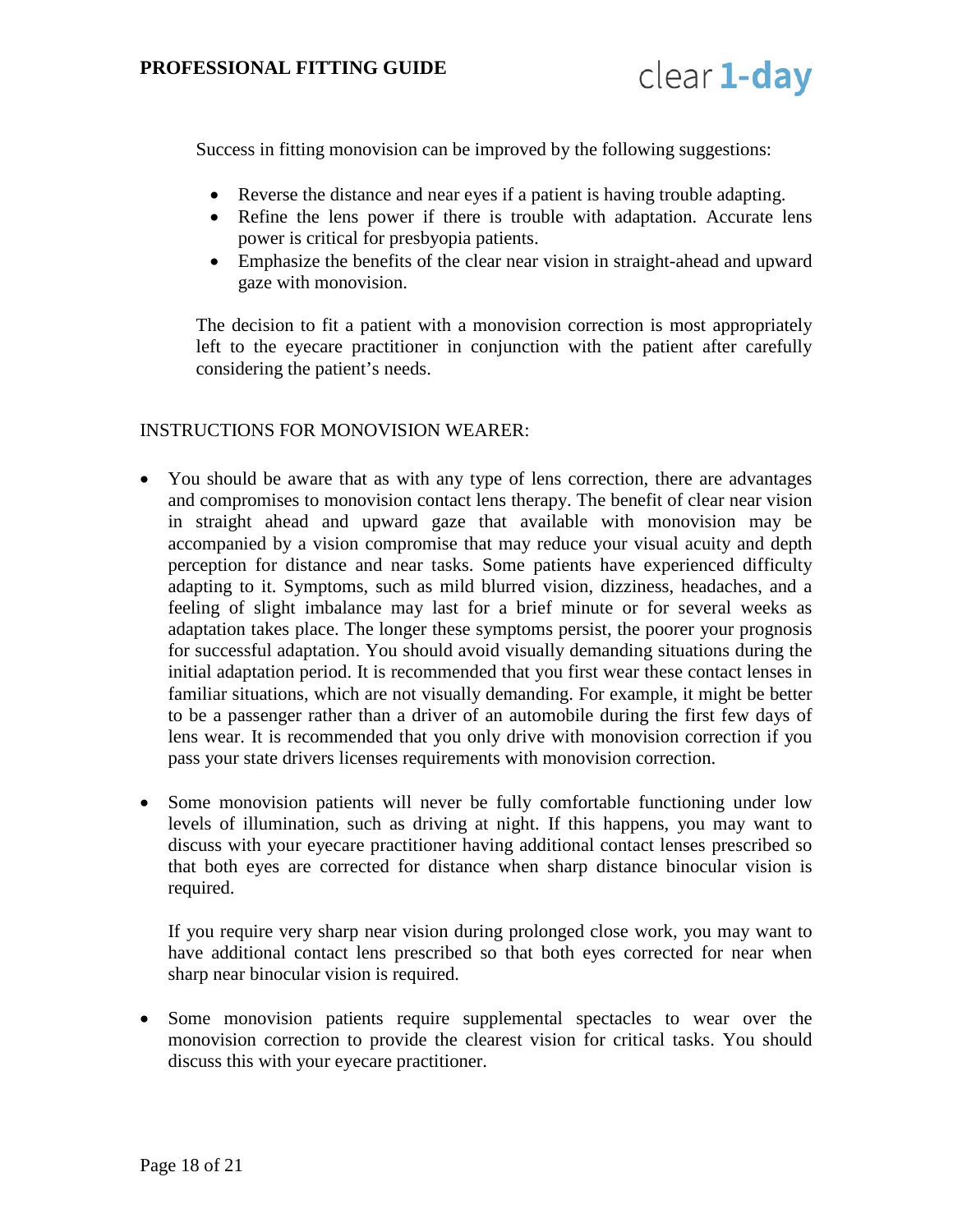Success in fitting monovision can be improved by the following suggestions:

- Reverse the distance and near eyes if a patient is having trouble adapting.
- Refine the lens power if there is trouble with adaptation. Accurate lens power is critical for presbyopia patients.
- Emphasize the benefits of the clear near vision in straight-ahead and upward gaze with monovision.

The decision to fit a patient with a monovision correction is most appropriately left to the eyecare practitioner in conjunction with the patient after carefully considering the patient's needs.

INSTRUCTIONS FOR MONOVISION WEARER:

- You should be aware that as with any type of lens correction, there are advantages and compromises to monovision contact lens therapy. The benefit of clear near vision in straight ahead and upward gaze that available with monovision may be accompanied by a vision compromise that may reduce your visual acuity and depth perception for distance and near tasks. Some patients have experienced difficulty adapting to it. Symptoms, such as mild blurred vision, dizziness, headaches, and a feeling of slight imbalance may last for a brief minute or for several weeks as adaptation takes place. The longer these symptoms persist, the poorer your prognosis for successful adaptation. You should avoid visually demanding situations during the initial adaptation period. It is recommended that you first wear these contact lenses in familiar situations, which are not visually demanding. For example, it might be better to be a passenger rather than a driver of an automobile during the first few days of lens wear. It is recommended that you only drive with monovision correction if you pass your state drivers licenses requirements with monovision correction.

- Some monovision patients will never be fully comfortable functioning under low levels of illumination, such as driving at night. If this happens, you may want to discuss with your eyecare practitioner having additional contact lenses prescribed so that both eyes are corrected for distance when sharp distance binocular vision is required.

  If you require very sharp near vision during prolonged close work, you may want to have additional contact lens prescribed so that both eyes corrected for near when sharp near binocular vision is required.

- Some monovision patients require supplemental spectacles to wear over the monovision correction to provide the clearest vision for critical tasks. You should discuss this with your eyecare practitioner.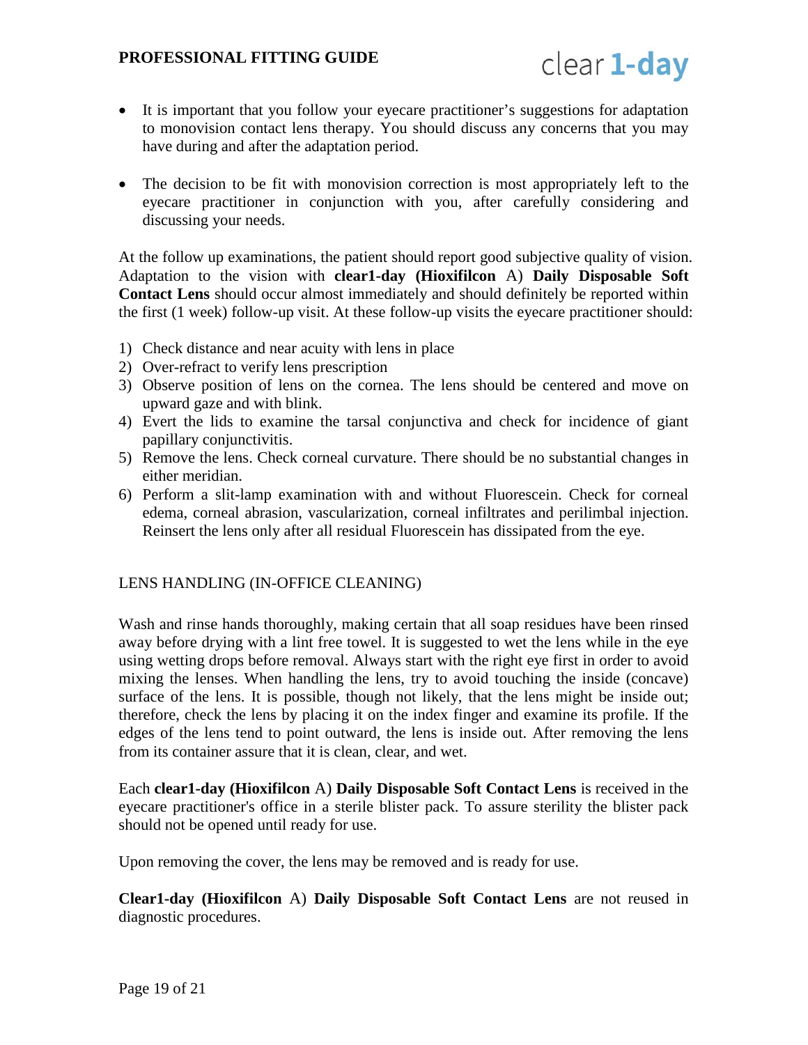- It is important that you follow your eyecare practitioner's suggestions for adaptation to monovision contact lens therapy. You should discuss any concerns that you may have during and after the adaptation period.

- The decision to be fit with monovision correction is most appropriately left to the eyecare practitioner in conjunction with you, after carefully considering and discussing your needs.

At the follow up examinations, the patient should report good subjective quality of vision. Adaptation to the vision with **clear1-day (Hioxifilcon** A) **Daily Disposable Soft Contact Lens** should occur almost immediately and should definitely be reported within the first (1 week) follow-up visit. At these follow-up visits the eyecare practitioner should:

1) Check distance and near acuity with lens in place
2) Over-refract to verify lens prescription
3) Observe position of lens on the cornea. The lens should be centered and move on upward gaze and with blink.
4) Evert the lids to examine the tarsal conjunctiva and check for incidence of giant papillary conjunctivitis.
5) Remove the lens. Check corneal curvature. There should be no substantial changes in either meridian.
6) Perform a slit-lamp examination with and without Fluorescein. Check for corneal edema, corneal abrasion, vascularization, corneal infiltrates and perilimbal injection. Reinsert the lens only after all residual Fluorescein has dissipated from the eye.

LENS HANDLING (IN-OFFICE CLEANING)

Wash and rinse hands thoroughly, making certain that all soap residues have been rinsed away before drying with a lint free towel. It is suggested to wet the lens while in the eye using wetting drops before removal. Always start with the right eye first in order to avoid mixing the lenses. When handling the lens, try to avoid touching the inside (concave) surface of the lens. It is possible, though not likely, that the lens might be inside out; therefore, check the lens by placing it on the index finger and examine its profile. If the edges of the lens tend to point outward, the lens is inside out. After removing the lens from its container assure that it is clean, clear, and wet.

Each **clear1-day (Hioxifilcon** A) **Daily Disposable Soft Contact Lens** is received in the eyecare practitioner's office in a sterile blister pack. To assure sterility the blister pack should not be opened until ready for use.

Upon removing the cover, the lens may be removed and is ready for use.

**Clear1-day (Hioxifilcon** A) **Daily Disposable Soft Contact Lens** are not reused in diagnostic procedures.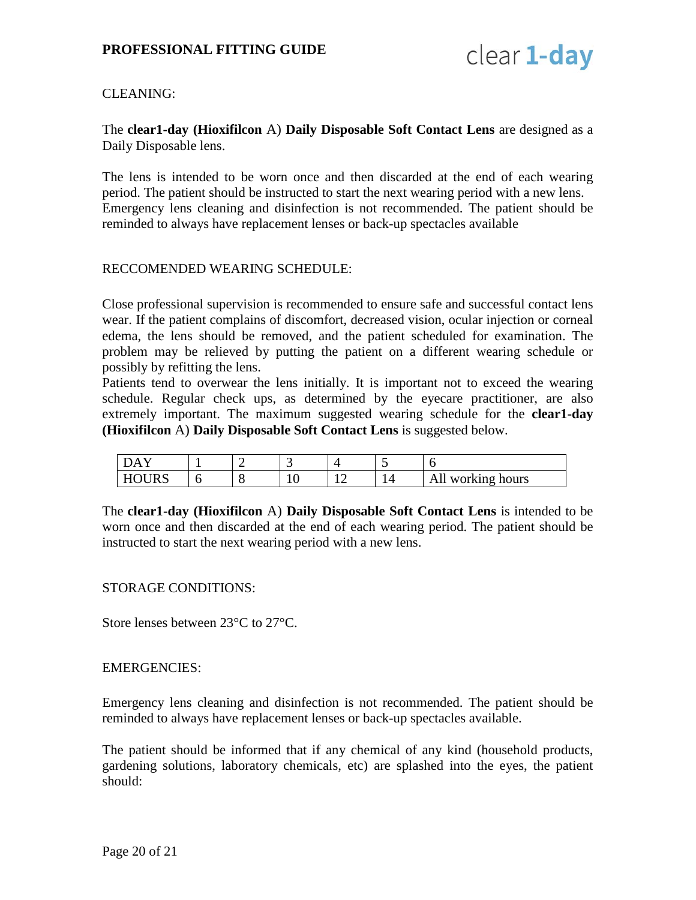CLEANING:

The **clear1-day (Hioxifilcon** A) **Daily Disposable Soft Contact Lens** are designed as a Daily Disposable lens.

The lens is intended to be worn once and then discarded at the end of each wearing period. The patient should be instructed to start the next wearing period with a new lens. Emergency lens cleaning and disinfection is not recommended. The patient should be reminded to always have replacement lenses or back-up spectacles available

RECCOMENDED WEARING SCHEDULE:

Close professional supervision is recommended to ensure safe and successful contact lens wear. If the patient complains of discomfort, decreased vision, ocular injection or corneal edema, the lens should be removed, and the patient scheduled for examination. The problem may be relieved by putting the patient on a different wearing schedule or possibly by refitting the lens.
Patients tend to overwear the lens initially. It is important not to exceed the wearing schedule. Regular check ups, as determined by the eyecare practitioner, are also extremely important. The maximum suggested wearing schedule for the **clear1-day (Hioxifilcon** A) **Daily Disposable Soft Contact Lens** is suggested below.

| DAY | 1 | 2 | 3 | 4 | 5 | 6 |
|---|---|---|---|---|---|---|
| HOURS | 6 | 8 | 10 | 12 | 14 | All working hours |

The **clear1-day (Hioxifilcon** A) **Daily Disposable Soft Contact Lens** is intended to be worn once and then discarded at the end of each wearing period. The patient should be instructed to start the next wearing period with a new lens.

STORAGE CONDITIONS:

Store lenses between 23°C to 27°C.

EMERGENCIES:

Emergency lens cleaning and disinfection is not recommended. The patient should be reminded to always have replacement lenses or back-up spectacles available.

The patient should be informed that if any chemical of any kind (household products, gardening solutions, laboratory chemicals, etc) are splashed into the eyes, the patient should: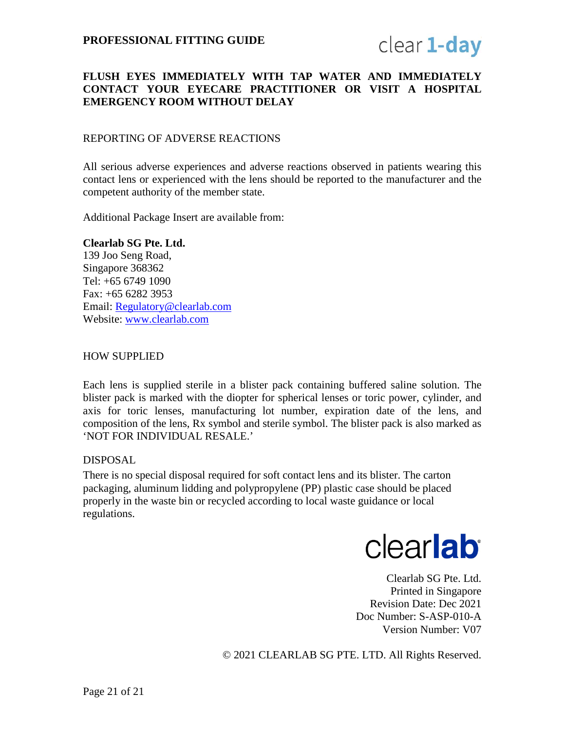**FLUSH EYES IMMEDIATELY WITH TAP WATER AND IMMEDIATELY CONTACT YOUR EYECARE PRACTITIONER OR VISIT A HOSPITAL EMERGENCY ROOM WITHOUT DELAY**

## REPORTING OF ADVERSE REACTIONS

All serious adverse experiences and adverse reactions observed in patients wearing this contact lens or experienced with the lens should be reported to the manufacturer and the competent authority of the member state.

Additional Package Insert are available from:

**Clearlab SG Pte. Ltd.**
139 Joo Seng Road,
Singapore 368362
Tel: +65 6749 1090
Fax: +65 6282 3953
Email: Regulatory@clearlab.com
Website: www.clearlab.com

## HOW SUPPLIED

Each lens is supplied sterile in a blister pack containing buffered saline solution. The blister pack is marked with the diopter for spherical lenses or toric power, cylinder, and axis for toric lenses, manufacturing lot number, expiration date of the lens, and composition of the lens, Rx symbol and sterile symbol. The blister pack is also marked as 'NOT FOR INDIVIDUAL RESALE.'

## DISPOSAL

There is no special disposal required for soft contact lens and its blister. The carton packaging, aluminum lidding and polypropylene (PP) plastic case should be placed properly in the waste bin or recycled according to local waste guidance or local regulations.

clearlab

Clearlab SG Pte. Ltd.
Printed in Singapore
Revision Date: Dec 2021
Doc Number: S-ASP-010-A
Version Number: V07

© 2021 CLEARLAB SG PTE. LTD. All Rights Reserved.